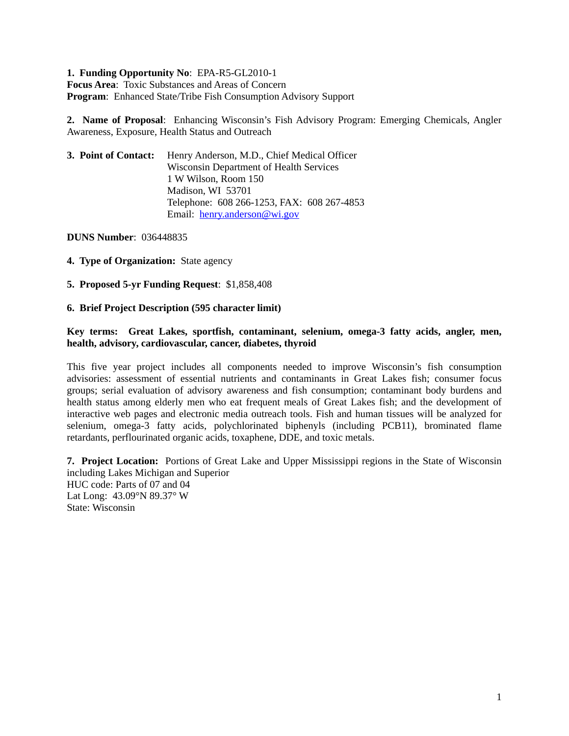**1. Funding Opportunity No**: EPA-R5-GL2010-1
**Focus Area**: Toxic Substances and Areas of Concern
**Program**: Enhanced State/Tribe Fish Consumption Advisory Support

**2. Name of Proposal**: Enhancing Wisconsin's Fish Advisory Program: Emerging Chemicals, Angler Awareness, Exposure, Health Status and Outreach

**3. Point of Contact:** Henry Anderson, M.D., Chief Medical Officer
Wisconsin Department of Health Services
1 W Wilson, Room 150
Madison, WI 53701
Telephone: 608 266-1253, FAX: 608 267-4853
Email: henry.anderson@wi.gov

**DUNS Number**: 036448835

**4. Type of Organization:** State agency

**5. Proposed 5-yr Funding Request**: $1,858,408

**6. Brief Project Description (595 character limit)**

**Key terms: Great Lakes, sportfish, contaminant, selenium, omega-3 fatty acids, angler, men, health, advisory, cardiovascular, cancer, diabetes, thyroid**

This five year project includes all components needed to improve Wisconsin's fish consumption advisories: assessment of essential nutrients and contaminants in Great Lakes fish; consumer focus groups; serial evaluation of advisory awareness and fish consumption; contaminant body burdens and health status among elderly men who eat frequent meals of Great Lakes fish; and the development of interactive web pages and electronic media outreach tools. Fish and human tissues will be analyzed for selenium, omega-3 fatty acids, polychlorinated biphenyls (including PCB11), brominated flame retardants, perflourinated organic acids, toxaphene, DDE, and toxic metals.

**7. Project Location:** Portions of Great Lake and Upper Mississippi regions in the State of Wisconsin including Lakes Michigan and Superior
HUC code: Parts of 07 and 04
Lat Long: 43.09°N 89.37° W
State: Wisconsin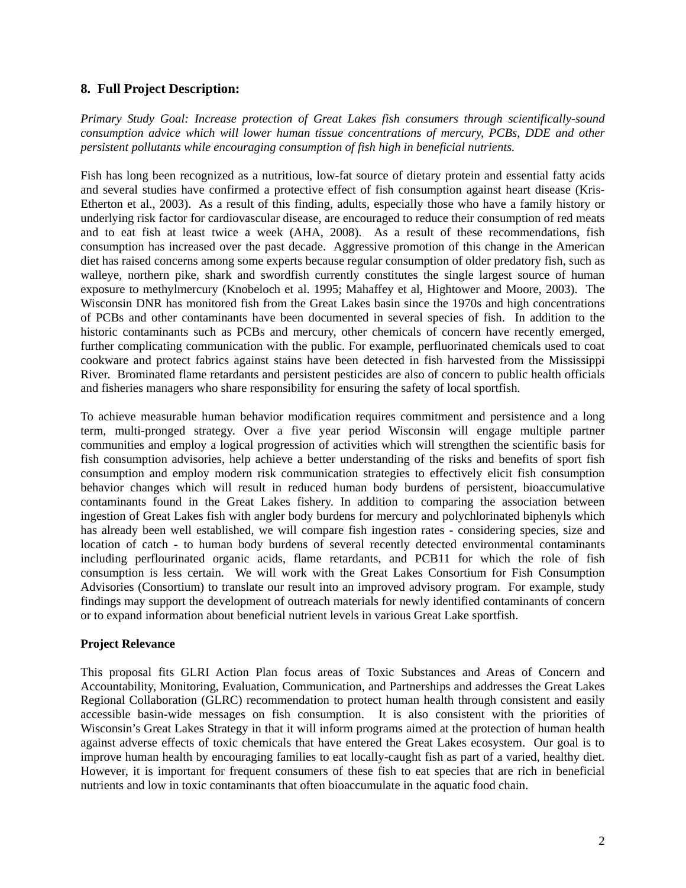## 8. Full Project Description:

*Primary Study Goal: Increase protection of Great Lakes fish consumers through scientifically-sound consumption advice which will lower human tissue concentrations of mercury, PCBs, DDE and other persistent pollutants while encouraging consumption of fish high in beneficial nutrients.*

Fish has long been recognized as a nutritious, low-fat source of dietary protein and essential fatty acids and several studies have confirmed a protective effect of fish consumption against heart disease (Kris-Etherton et al., 2003). As a result of this finding, adults, especially those who have a family history or underlying risk factor for cardiovascular disease, are encouraged to reduce their consumption of red meats and to eat fish at least twice a week (AHA, 2008). As a result of these recommendations, fish consumption has increased over the past decade. Aggressive promotion of this change in the American diet has raised concerns among some experts because regular consumption of older predatory fish, such as walleye, northern pike, shark and swordfish currently constitutes the single largest source of human exposure to methylmercury (Knobeloch et al. 1995; Mahaffey et al, Hightower and Moore, 2003). The Wisconsin DNR has monitored fish from the Great Lakes basin since the 1970s and high concentrations of PCBs and other contaminants have been documented in several species of fish. In addition to the historic contaminants such as PCBs and mercury, other chemicals of concern have recently emerged, further complicating communication with the public. For example, perfluorinated chemicals used to coat cookware and protect fabrics against stains have been detected in fish harvested from the Mississippi River. Brominated flame retardants and persistent pesticides are also of concern to public health officials and fisheries managers who share responsibility for ensuring the safety of local sportfish.

To achieve measurable human behavior modification requires commitment and persistence and a long term, multi-pronged strategy. Over a five year period Wisconsin will engage multiple partner communities and employ a logical progression of activities which will strengthen the scientific basis for fish consumption advisories, help achieve a better understanding of the risks and benefits of sport fish consumption and employ modern risk communication strategies to effectively elicit fish consumption behavior changes which will result in reduced human body burdens of persistent, bioaccumulative contaminants found in the Great Lakes fishery. In addition to comparing the association between ingestion of Great Lakes fish with angler body burdens for mercury and polychlorinated biphenyls which has already been well established, we will compare fish ingestion rates - considering species, size and location of catch - to human body burdens of several recently detected environmental contaminants including perflourinated organic acids, flame retardants, and PCB11 for which the role of fish consumption is less certain. We will work with the Great Lakes Consortium for Fish Consumption Advisories (Consortium) to translate our result into an improved advisory program. For example, study findings may support the development of outreach materials for newly identified contaminants of concern or to expand information about beneficial nutrient levels in various Great Lake sportfish.

**Project Relevance**

This proposal fits GLRI Action Plan focus areas of Toxic Substances and Areas of Concern and Accountability, Monitoring, Evaluation, Communication, and Partnerships and addresses the Great Lakes Regional Collaboration (GLRC) recommendation to protect human health through consistent and easily accessible basin-wide messages on fish consumption. It is also consistent with the priorities of Wisconsin's Great Lakes Strategy in that it will inform programs aimed at the protection of human health against adverse effects of toxic chemicals that have entered the Great Lakes ecosystem. Our goal is to improve human health by encouraging families to eat locally-caught fish as part of a varied, healthy diet. However, it is important for frequent consumers of these fish to eat species that are rich in beneficial nutrients and low in toxic contaminants that often bioaccumulate in the aquatic food chain.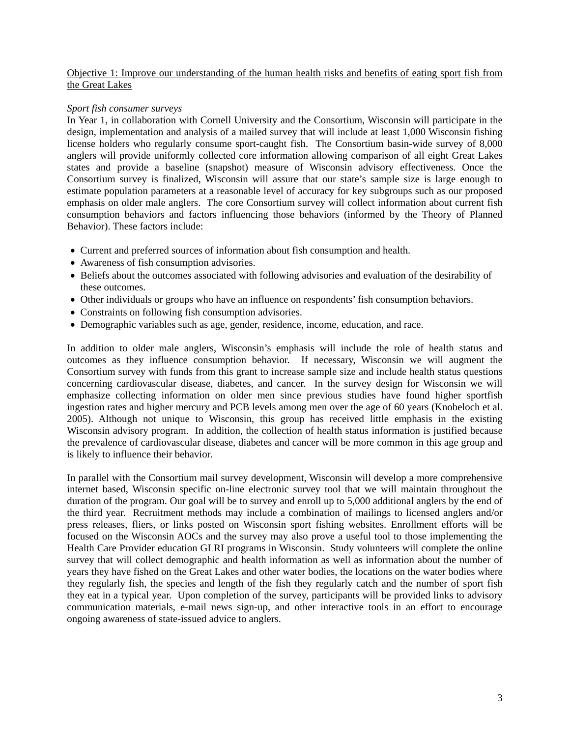<u>Objective 1: Improve our understanding of the human health risks and benefits of eating sport fish from the Great Lakes</u>

*Sport fish consumer surveys*

In Year 1, in collaboration with Cornell University and the Consortium, Wisconsin will participate in the design, implementation and analysis of a mailed survey that will include at least 1,000 Wisconsin fishing license holders who regularly consume sport-caught fish. The Consortium basin-wide survey of 8,000 anglers will provide uniformly collected core information allowing comparison of all eight Great Lakes states and provide a baseline (snapshot) measure of Wisconsin advisory effectiveness. Once the Consortium survey is finalized, Wisconsin will assure that our state's sample size is large enough to estimate population parameters at a reasonable level of accuracy for key subgroups such as our proposed emphasis on older male anglers. The core Consortium survey will collect information about current fish consumption behaviors and factors influencing those behaviors (informed by the Theory of Planned Behavior). These factors include:

- Current and preferred sources of information about fish consumption and health.
- Awareness of fish consumption advisories.
- Beliefs about the outcomes associated with following advisories and evaluation of the desirability of these outcomes.
- Other individuals or groups who have an influence on respondents' fish consumption behaviors.
- Constraints on following fish consumption advisories.
- Demographic variables such as age, gender, residence, income, education, and race.

In addition to older male anglers, Wisconsin's emphasis will include the role of health status and outcomes as they influence consumption behavior. If necessary, Wisconsin we will augment the Consortium survey with funds from this grant to increase sample size and include health status questions concerning cardiovascular disease, diabetes, and cancer. In the survey design for Wisconsin we will emphasize collecting information on older men since previous studies have found higher sportfish ingestion rates and higher mercury and PCB levels among men over the age of 60 years (Knobeloch et al. 2005). Although not unique to Wisconsin, this group has received little emphasis in the existing Wisconsin advisory program. In addition, the collection of health status information is justified because the prevalence of cardiovascular disease, diabetes and cancer will be more common in this age group and is likely to influence their behavior.

In parallel with the Consortium mail survey development, Wisconsin will develop a more comprehensive internet based, Wisconsin specific on-line electronic survey tool that we will maintain throughout the duration of the program. Our goal will be to survey and enroll up to 5,000 additional anglers by the end of the third year. Recruitment methods may include a combination of mailings to licensed anglers and/or press releases, fliers, or links posted on Wisconsin sport fishing websites. Enrollment efforts will be focused on the Wisconsin AOCs and the survey may also prove a useful tool to those implementing the Health Care Provider education GLRI programs in Wisconsin. Study volunteers will complete the online survey that will collect demographic and health information as well as information about the number of years they have fished on the Great Lakes and other water bodies, the locations on the water bodies where they regularly fish, the species and length of the fish they regularly catch and the number of sport fish they eat in a typical year. Upon completion of the survey, participants will be provided links to advisory communication materials, e-mail news sign-up, and other interactive tools in an effort to encourage ongoing awareness of state-issued advice to anglers.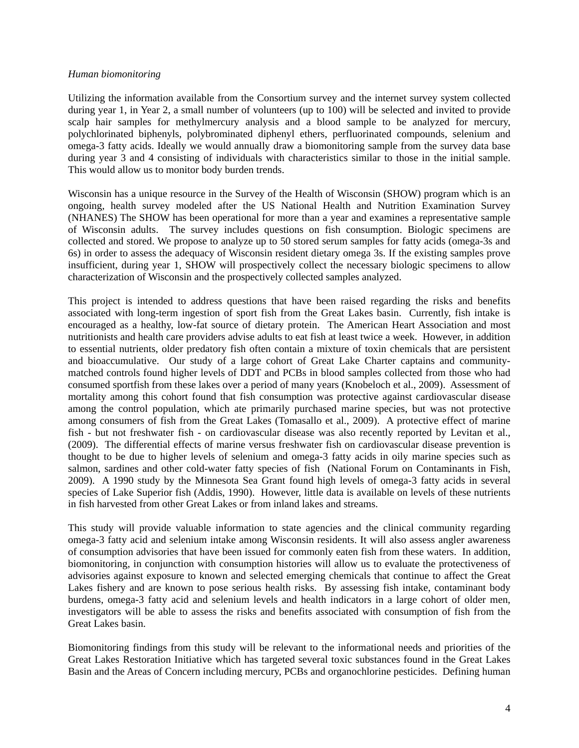*Human biomonitoring*

Utilizing the information available from the Consortium survey and the internet survey system collected during year 1, in Year 2, a small number of volunteers (up to 100) will be selected and invited to provide scalp hair samples for methylmercury analysis and a blood sample to be analyzed for mercury, polychlorinated biphenyls, polybrominated diphenyl ethers, perfluorinated compounds, selenium and omega-3 fatty acids. Ideally we would annually draw a biomonitoring sample from the survey data base during year 3 and 4 consisting of individuals with characteristics similar to those in the initial sample. This would allow us to monitor body burden trends.

Wisconsin has a unique resource in the Survey of the Health of Wisconsin (SHOW) program which is an ongoing, health survey modeled after the US National Health and Nutrition Examination Survey (NHANES) The SHOW has been operational for more than a year and examines a representative sample of Wisconsin adults. The survey includes questions on fish consumption. Biologic specimens are collected and stored. We propose to analyze up to 50 stored serum samples for fatty acids (omega-3s and 6s) in order to assess the adequacy of Wisconsin resident dietary omega 3s. If the existing samples prove insufficient, during year 1, SHOW will prospectively collect the necessary biologic specimens to allow characterization of Wisconsin and the prospectively collected samples analyzed.

This project is intended to address questions that have been raised regarding the risks and benefits associated with long-term ingestion of sport fish from the Great Lakes basin. Currently, fish intake is encouraged as a healthy, low-fat source of dietary protein. The American Heart Association and most nutritionists and health care providers advise adults to eat fish at least twice a week. However, in addition to essential nutrients, older predatory fish often contain a mixture of toxin chemicals that are persistent and bioaccumulative. Our study of a large cohort of Great Lake Charter captains and community-matched controls found higher levels of DDT and PCBs in blood samples collected from those who had consumed sportfish from these lakes over a period of many years (Knobeloch et al., 2009). Assessment of mortality among this cohort found that fish consumption was protective against cardiovascular disease among the control population, which ate primarily purchased marine species, but was not protective among consumers of fish from the Great Lakes (Tomasallo et al., 2009). A protective effect of marine fish - but not freshwater fish - on cardiovascular disease was also recently reported by Levitan et al., (2009). The differential effects of marine versus freshwater fish on cardiovascular disease prevention is thought to be due to higher levels of selenium and omega-3 fatty acids in oily marine species such as salmon, sardines and other cold-water fatty species of fish (National Forum on Contaminants in Fish, 2009). A 1990 study by the Minnesota Sea Grant found high levels of omega-3 fatty acids in several species of Lake Superior fish (Addis, 1990). However, little data is available on levels of these nutrients in fish harvested from other Great Lakes or from inland lakes and streams.

This study will provide valuable information to state agencies and the clinical community regarding omega-3 fatty acid and selenium intake among Wisconsin residents. It will also assess angler awareness of consumption advisories that have been issued for commonly eaten fish from these waters. In addition, biomonitoring, in conjunction with consumption histories will allow us to evaluate the protectiveness of advisories against exposure to known and selected emerging chemicals that continue to affect the Great Lakes fishery and are known to pose serious health risks. By assessing fish intake, contaminant body burdens, omega-3 fatty acid and selenium levels and health indicators in a large cohort of older men, investigators will be able to assess the risks and benefits associated with consumption of fish from the Great Lakes basin.

Biomonitoring findings from this study will be relevant to the informational needs and priorities of the Great Lakes Restoration Initiative which has targeted several toxic substances found in the Great Lakes Basin and the Areas of Concern including mercury, PCBs and organochlorine pesticides. Defining human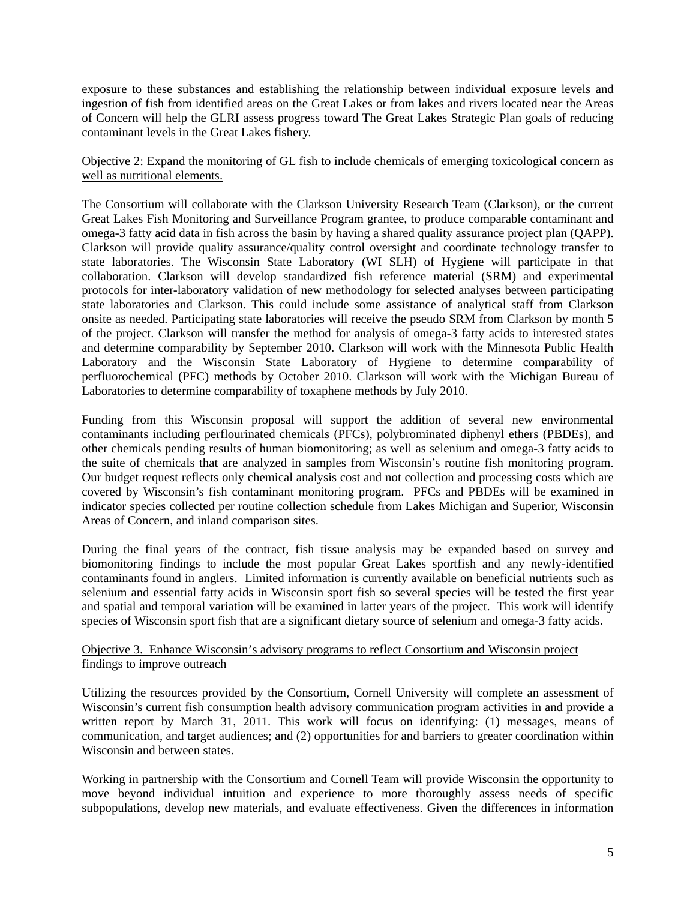exposure to these substances and establishing the relationship between individual exposure levels and ingestion of fish from identified areas on the Great Lakes or from lakes and rivers located near the Areas of Concern will help the GLRI assess progress toward The Great Lakes Strategic Plan goals of reducing contaminant levels in the Great Lakes fishery.

Objective 2: Expand the monitoring of GL fish to include chemicals of emerging toxicological concern as well as nutritional elements.

The Consortium will collaborate with the Clarkson University Research Team (Clarkson), or the current Great Lakes Fish Monitoring and Surveillance Program grantee, to produce comparable contaminant and omega-3 fatty acid data in fish across the basin by having a shared quality assurance project plan (QAPP). Clarkson will provide quality assurance/quality control oversight and coordinate technology transfer to state laboratories. The Wisconsin State Laboratory (WI SLH) of Hygiene will participate in that collaboration. Clarkson will develop standardized fish reference material (SRM) and experimental protocols for inter-laboratory validation of new methodology for selected analyses between participating state laboratories and Clarkson. This could include some assistance of analytical staff from Clarkson onsite as needed. Participating state laboratories will receive the pseudo SRM from Clarkson by month 5 of the project. Clarkson will transfer the method for analysis of omega-3 fatty acids to interested states and determine comparability by September 2010. Clarkson will work with the Minnesota Public Health Laboratory and the Wisconsin State Laboratory of Hygiene to determine comparability of perfluorochemical (PFC) methods by October 2010. Clarkson will work with the Michigan Bureau of Laboratories to determine comparability of toxaphene methods by July 2010.

Funding from this Wisconsin proposal will support the addition of several new environmental contaminants including perflourinated chemicals (PFCs), polybrominated diphenyl ethers (PBDEs), and other chemicals pending results of human biomonitoring; as well as selenium and omega-3 fatty acids to the suite of chemicals that are analyzed in samples from Wisconsin's routine fish monitoring program. Our budget request reflects only chemical analysis cost and not collection and processing costs which are covered by Wisconsin's fish contaminant monitoring program. PFCs and PBDEs will be examined in indicator species collected per routine collection schedule from Lakes Michigan and Superior, Wisconsin Areas of Concern, and inland comparison sites.

During the final years of the contract, fish tissue analysis may be expanded based on survey and biomonitoring findings to include the most popular Great Lakes sportfish and any newly-identified contaminants found in anglers. Limited information is currently available on beneficial nutrients such as selenium and essential fatty acids in Wisconsin sport fish so several species will be tested the first year and spatial and temporal variation will be examined in latter years of the project. This work will identify species of Wisconsin sport fish that are a significant dietary source of selenium and omega-3 fatty acids.

Objective 3. Enhance Wisconsin's advisory programs to reflect Consortium and Wisconsin project findings to improve outreach

Utilizing the resources provided by the Consortium, Cornell University will complete an assessment of Wisconsin's current fish consumption health advisory communication program activities in and provide a written report by March 31, 2011. This work will focus on identifying: (1) messages, means of communication, and target audiences; and (2) opportunities for and barriers to greater coordination within Wisconsin and between states.

Working in partnership with the Consortium and Cornell Team will provide Wisconsin the opportunity to move beyond individual intuition and experience to more thoroughly assess needs of specific subpopulations, develop new materials, and evaluate effectiveness. Given the differences in information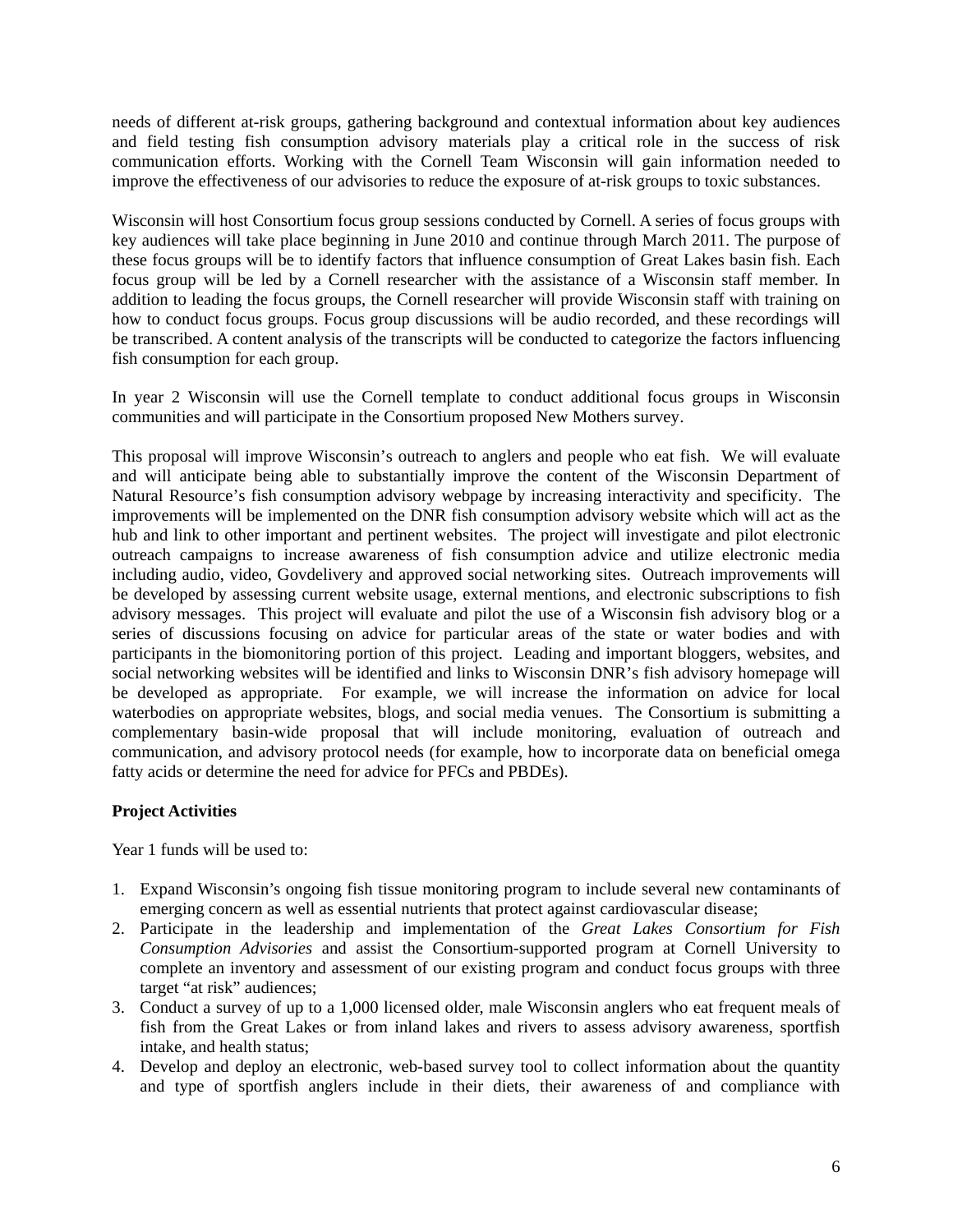needs of different at-risk groups, gathering background and contextual information about key audiences and field testing fish consumption advisory materials play a critical role in the success of risk communication efforts. Working with the Cornell Team Wisconsin will gain information needed to improve the effectiveness of our advisories to reduce the exposure of at-risk groups to toxic substances.

Wisconsin will host Consortium focus group sessions conducted by Cornell. A series of focus groups with key audiences will take place beginning in June 2010 and continue through March 2011. The purpose of these focus groups will be to identify factors that influence consumption of Great Lakes basin fish. Each focus group will be led by a Cornell researcher with the assistance of a Wisconsin staff member. In addition to leading the focus groups, the Cornell researcher will provide Wisconsin staff with training on how to conduct focus groups. Focus group discussions will be audio recorded, and these recordings will be transcribed. A content analysis of the transcripts will be conducted to categorize the factors influencing fish consumption for each group.

In year 2 Wisconsin will use the Cornell template to conduct additional focus groups in Wisconsin communities and will participate in the Consortium proposed New Mothers survey.

This proposal will improve Wisconsin's outreach to anglers and people who eat fish. We will evaluate and will anticipate being able to substantially improve the content of the Wisconsin Department of Natural Resource's fish consumption advisory webpage by increasing interactivity and specificity. The improvements will be implemented on the DNR fish consumption advisory website which will act as the hub and link to other important and pertinent websites. The project will investigate and pilot electronic outreach campaigns to increase awareness of fish consumption advice and utilize electronic media including audio, video, Govdelivery and approved social networking sites. Outreach improvements will be developed by assessing current website usage, external mentions, and electronic subscriptions to fish advisory messages. This project will evaluate and pilot the use of a Wisconsin fish advisory blog or a series of discussions focusing on advice for particular areas of the state or water bodies and with participants in the biomonitoring portion of this project. Leading and important bloggers, websites, and social networking websites will be identified and links to Wisconsin DNR's fish advisory homepage will be developed as appropriate. For example, we will increase the information on advice for local waterbodies on appropriate websites, blogs, and social media venues. The Consortium is submitting a complementary basin-wide proposal that will include monitoring, evaluation of outreach and communication, and advisory protocol needs (for example, how to incorporate data on beneficial omega fatty acids or determine the need for advice for PFCs and PBDEs).

**Project Activities**

Year 1 funds will be used to:

1. Expand Wisconsin's ongoing fish tissue monitoring program to include several new contaminants of emerging concern as well as essential nutrients that protect against cardiovascular disease;
2. Participate in the leadership and implementation of the *Great Lakes Consortium for Fish Consumption Advisories* and assist the Consortium-supported program at Cornell University to complete an inventory and assessment of our existing program and conduct focus groups with three target "at risk" audiences;
3. Conduct a survey of up to a 1,000 licensed older, male Wisconsin anglers who eat frequent meals of fish from the Great Lakes or from inland lakes and rivers to assess advisory awareness, sportfish intake, and health status;
4. Develop and deploy an electronic, web-based survey tool to collect information about the quantity and type of sportfish anglers include in their diets, their awareness of and compliance with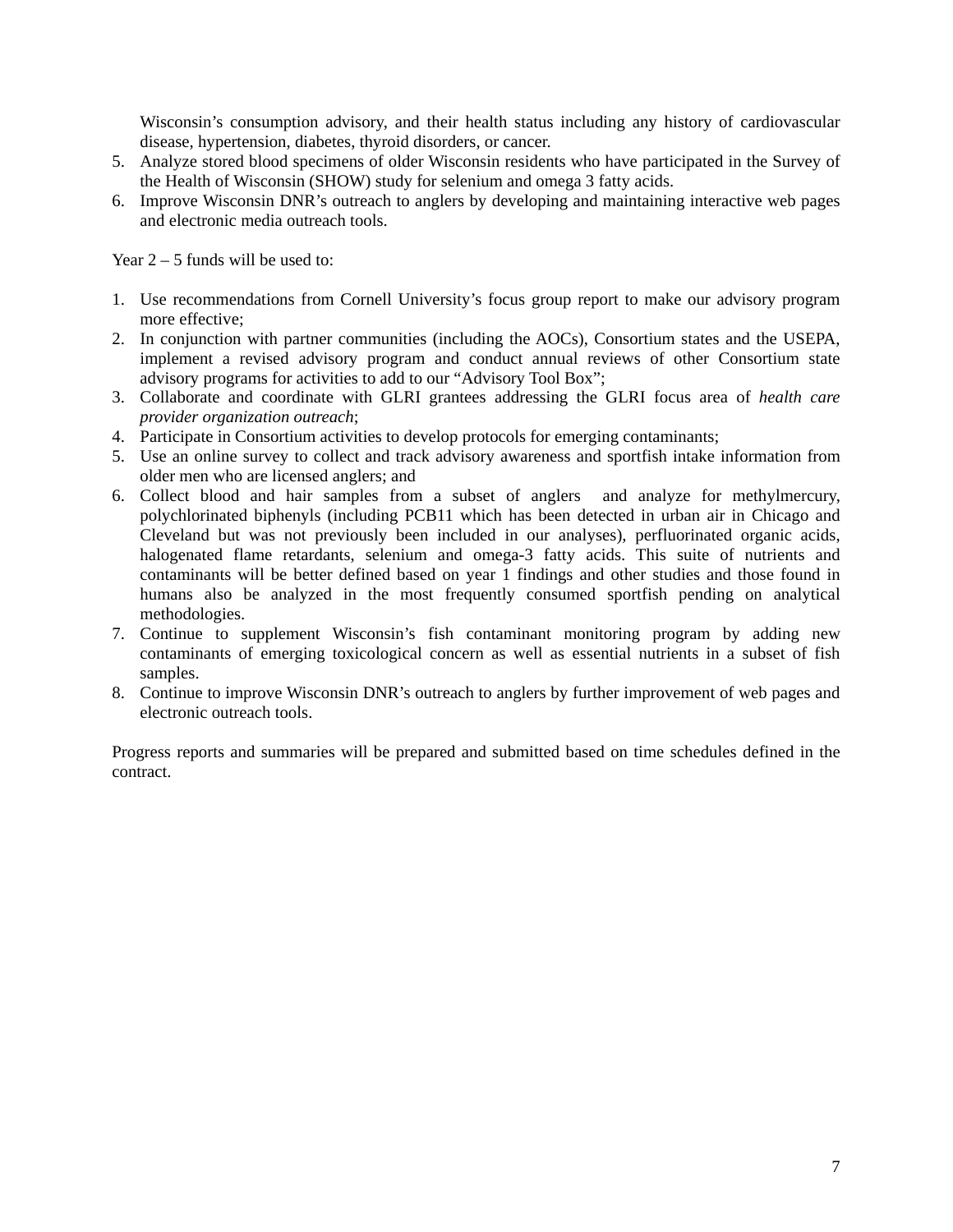Wisconsin's consumption advisory, and their health status including any history of cardiovascular disease, hypertension, diabetes, thyroid disorders, or cancer.

5. Analyze stored blood specimens of older Wisconsin residents who have participated in the Survey of the Health of Wisconsin (SHOW) study for selenium and omega 3 fatty acids.
6. Improve Wisconsin DNR's outreach to anglers by developing and maintaining interactive web pages and electronic media outreach tools.

Year 2 – 5 funds will be used to:

1. Use recommendations from Cornell University's focus group report to make our advisory program more effective;
2. In conjunction with partner communities (including the AOCs), Consortium states and the USEPA, implement a revised advisory program and conduct annual reviews of other Consortium state advisory programs for activities to add to our "Advisory Tool Box";
3. Collaborate and coordinate with GLRI grantees addressing the GLRI focus area of *health care provider organization outreach*;
4. Participate in Consortium activities to develop protocols for emerging contaminants;
5. Use an online survey to collect and track advisory awareness and sportfish intake information from older men who are licensed anglers; and
6. Collect blood and hair samples from a subset of anglers and analyze for methylmercury, polychlorinated biphenyls (including PCB11 which has been detected in urban air in Chicago and Cleveland but was not previously been included in our analyses), perfluorinated organic acids, halogenated flame retardants, selenium and omega-3 fatty acids. This suite of nutrients and contaminants will be better defined based on year 1 findings and other studies and those found in humans also be analyzed in the most frequently consumed sportfish pending on analytical methodologies.
7. Continue to supplement Wisconsin's fish contaminant monitoring program by adding new contaminants of emerging toxicological concern as well as essential nutrients in a subset of fish samples.
8. Continue to improve Wisconsin DNR's outreach to anglers by further improvement of web pages and electronic outreach tools.

Progress reports and summaries will be prepared and submitted based on time schedules defined in the contract.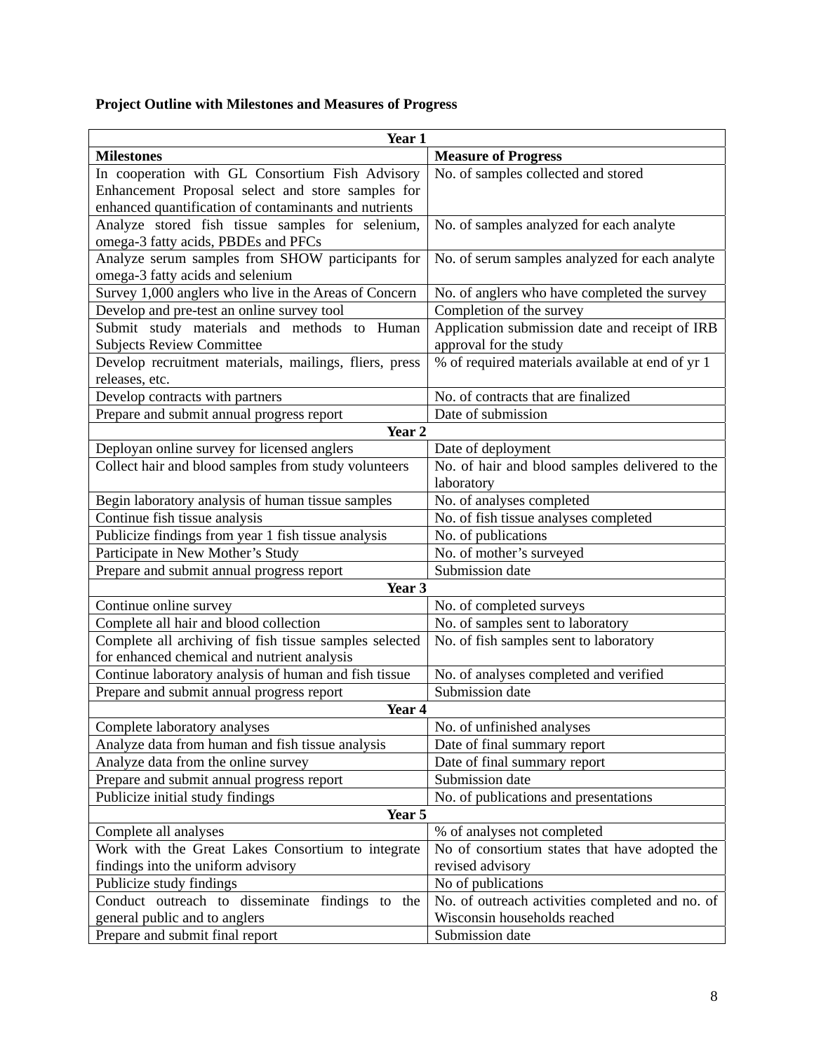**Project Outline with Milestones and Measures of Progress**

| Year 1 | |
|---|---|
| **Milestones** | **Measure of Progress** |
| In cooperation with GL Consortium Fish Advisory Enhancement Proposal select and store samples for enhanced quantification of contaminants and nutrients | No. of samples collected and stored |
| Analyze stored fish tissue samples for selenium, omega-3 fatty acids, PBDEs and PFCs | No. of samples analyzed for each analyte |
| Analyze serum samples from SHOW participants for omega-3 fatty acids and selenium | No. of serum samples analyzed for each analyte |
| Survey 1,000 anglers who live in the Areas of Concern | No. of anglers who have completed the survey |
| Develop and pre-test an online survey tool | Completion of the survey |
| Submit study materials and methods to Human Subjects Review Committee | Application submission date and receipt of IRB approval for the study |
| Develop recruitment materials, mailings, fliers, press releases, etc. | % of required materials available at end of yr 1 |
| Develop contracts with partners | No. of contracts that are finalized |
| Prepare and submit annual progress report | Date of submission |
| **Year 2** | |
| Deployan online survey for licensed anglers | Date of deployment |
| Collect hair and blood samples from study volunteers | No. of hair and blood samples delivered to the laboratory |
| Begin laboratory analysis of human tissue samples | No. of analyses completed |
| Continue fish tissue analysis | No. of fish tissue analyses completed |
| Publicize findings from year 1 fish tissue analysis | No. of publications |
| Participate in New Mother's Study | No. of mother's surveyed |
| Prepare and submit annual progress report | Submission date |
| **Year 3** | |
| Continue online survey | No. of completed surveys |
| Complete all hair and blood collection | No. of samples sent to laboratory |
| Complete all archiving of fish tissue samples selected for enhanced chemical and nutrient analysis | No. of fish samples sent to laboratory |
| Continue laboratory analysis of human and fish tissue | No. of analyses completed and verified |
| Prepare and submit annual progress report | Submission date |
| **Year 4** | |
| Complete laboratory analyses | No. of unfinished analyses |
| Analyze data from human and fish tissue analysis | Date of final summary report |
| Analyze data from the online survey | Date of final summary report |
| Prepare and submit annual progress report | Submission date |
| Publicize initial study findings | No. of publications and presentations |
| **Year 5** | |
| Complete all analyses | % of analyses not completed |
| Work with the Great Lakes Consortium to integrate findings into the uniform advisory | No of consortium states that have adopted the revised advisory |
| Publicize study findings | No of publications |
| Conduct outreach to disseminate findings to the general public and to anglers | No. of outreach activities completed and no. of Wisconsin households reached |
| Prepare and submit final report | Submission date |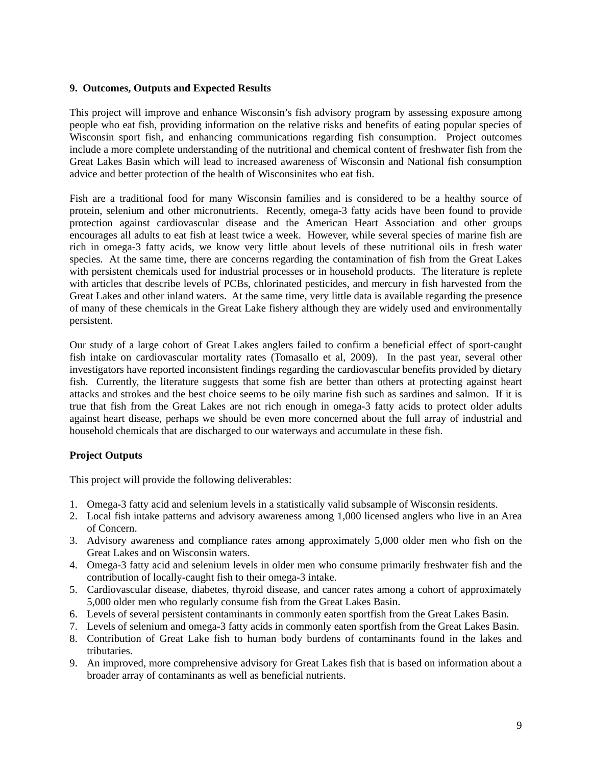## 9. Outcomes, Outputs and Expected Results

This project will improve and enhance Wisconsin's fish advisory program by assessing exposure among people who eat fish, providing information on the relative risks and benefits of eating popular species of Wisconsin sport fish, and enhancing communications regarding fish consumption. Project outcomes include a more complete understanding of the nutritional and chemical content of freshwater fish from the Great Lakes Basin which will lead to increased awareness of Wisconsin and National fish consumption advice and better protection of the health of Wisconsinites who eat fish.

Fish are a traditional food for many Wisconsin families and is considered to be a healthy source of protein, selenium and other micronutrients. Recently, omega-3 fatty acids have been found to provide protection against cardiovascular disease and the American Heart Association and other groups encourages all adults to eat fish at least twice a week. However, while several species of marine fish are rich in omega-3 fatty acids, we know very little about levels of these nutritional oils in fresh water species. At the same time, there are concerns regarding the contamination of fish from the Great Lakes with persistent chemicals used for industrial processes or in household products. The literature is replete with articles that describe levels of PCBs, chlorinated pesticides, and mercury in fish harvested from the Great Lakes and other inland waters. At the same time, very little data is available regarding the presence of many of these chemicals in the Great Lake fishery although they are widely used and environmentally persistent.

Our study of a large cohort of Great Lakes anglers failed to confirm a beneficial effect of sport-caught fish intake on cardiovascular mortality rates (Tomasallo et al, 2009). In the past year, several other investigators have reported inconsistent findings regarding the cardiovascular benefits provided by dietary fish. Currently, the literature suggests that some fish are better than others at protecting against heart attacks and strokes and the best choice seems to be oily marine fish such as sardines and salmon. If it is true that fish from the Great Lakes are not rich enough in omega-3 fatty acids to protect older adults against heart disease, perhaps we should be even more concerned about the full array of industrial and household chemicals that are discharged to our waterways and accumulate in these fish.

### Project Outputs

This project will provide the following deliverables:

1. Omega-3 fatty acid and selenium levels in a statistically valid subsample of Wisconsin residents.
2. Local fish intake patterns and advisory awareness among 1,000 licensed anglers who live in an Area of Concern.
3. Advisory awareness and compliance rates among approximately 5,000 older men who fish on the Great Lakes and on Wisconsin waters.
4. Omega-3 fatty acid and selenium levels in older men who consume primarily freshwater fish and the contribution of locally-caught fish to their omega-3 intake.
5. Cardiovascular disease, diabetes, thyroid disease, and cancer rates among a cohort of approximately 5,000 older men who regularly consume fish from the Great Lakes Basin.
6. Levels of several persistent contaminants in commonly eaten sportfish from the Great Lakes Basin.
7. Levels of selenium and omega-3 fatty acids in commonly eaten sportfish from the Great Lakes Basin.
8. Contribution of Great Lake fish to human body burdens of contaminants found in the lakes and tributaries.
9. An improved, more comprehensive advisory for Great Lakes fish that is based on information about a broader array of contaminants as well as beneficial nutrients.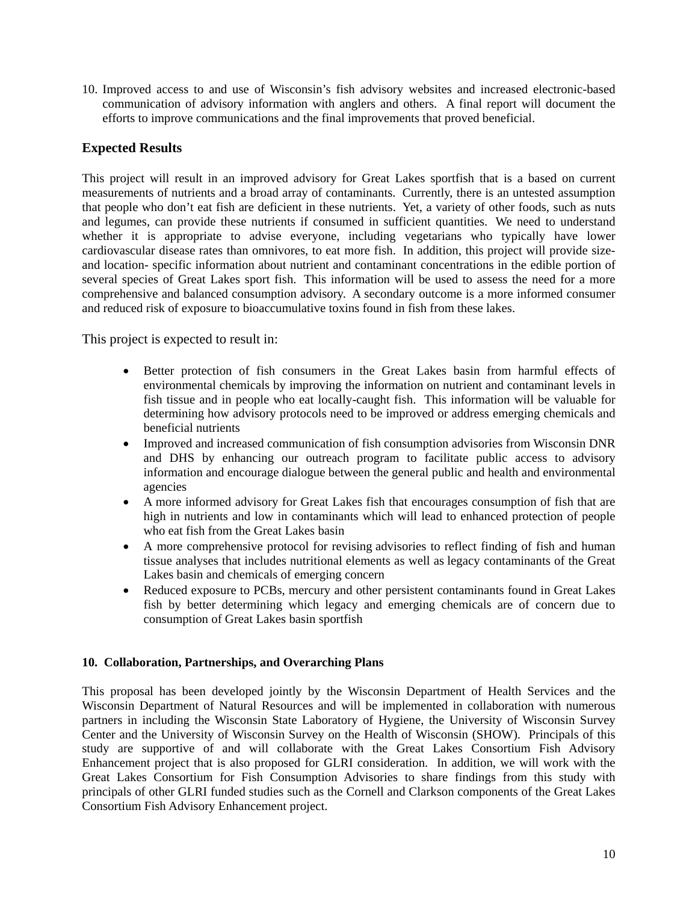10. Improved access to and use of Wisconsin's fish advisory websites and increased electronic-based communication of advisory information with anglers and others. A final report will document the efforts to improve communications and the final improvements that proved beneficial.

## Expected Results

This project will result in an improved advisory for Great Lakes sportfish that is a based on current measurements of nutrients and a broad array of contaminants. Currently, there is an untested assumption that people who don't eat fish are deficient in these nutrients. Yet, a variety of other foods, such as nuts and legumes, can provide these nutrients if consumed in sufficient quantities. We need to understand whether it is appropriate to advise everyone, including vegetarians who typically have lower cardiovascular disease rates than omnivores, to eat more fish. In addition, this project will provide size- and location- specific information about nutrient and contaminant concentrations in the edible portion of several species of Great Lakes sport fish. This information will be used to assess the need for a more comprehensive and balanced consumption advisory. A secondary outcome is a more informed consumer and reduced risk of exposure to bioaccumulative toxins found in fish from these lakes.

This project is expected to result in:

- Better protection of fish consumers in the Great Lakes basin from harmful effects of environmental chemicals by improving the information on nutrient and contaminant levels in fish tissue and in people who eat locally-caught fish. This information will be valuable for determining how advisory protocols need to be improved or address emerging chemicals and beneficial nutrients
- Improved and increased communication of fish consumption advisories from Wisconsin DNR and DHS by enhancing our outreach program to facilitate public access to advisory information and encourage dialogue between the general public and health and environmental agencies
- A more informed advisory for Great Lakes fish that encourages consumption of fish that are high in nutrients and low in contaminants which will lead to enhanced protection of people who eat fish from the Great Lakes basin
- A more comprehensive protocol for revising advisories to reflect finding of fish and human tissue analyses that includes nutritional elements as well as legacy contaminants of the Great Lakes basin and chemicals of emerging concern
- Reduced exposure to PCBs, mercury and other persistent contaminants found in Great Lakes fish by better determining which legacy and emerging chemicals are of concern due to consumption of Great Lakes basin sportfish

**10. Collaboration, Partnerships, and Overarching Plans**

This proposal has been developed jointly by the Wisconsin Department of Health Services and the Wisconsin Department of Natural Resources and will be implemented in collaboration with numerous partners in including the Wisconsin State Laboratory of Hygiene, the University of Wisconsin Survey Center and the University of Wisconsin Survey on the Health of Wisconsin (SHOW). Principals of this study are supportive of and will collaborate with the Great Lakes Consortium Fish Advisory Enhancement project that is also proposed for GLRI consideration. In addition, we will work with the Great Lakes Consortium for Fish Consumption Advisories to share findings from this study with principals of other GLRI funded studies such as the Cornell and Clarkson components of the Great Lakes Consortium Fish Advisory Enhancement project.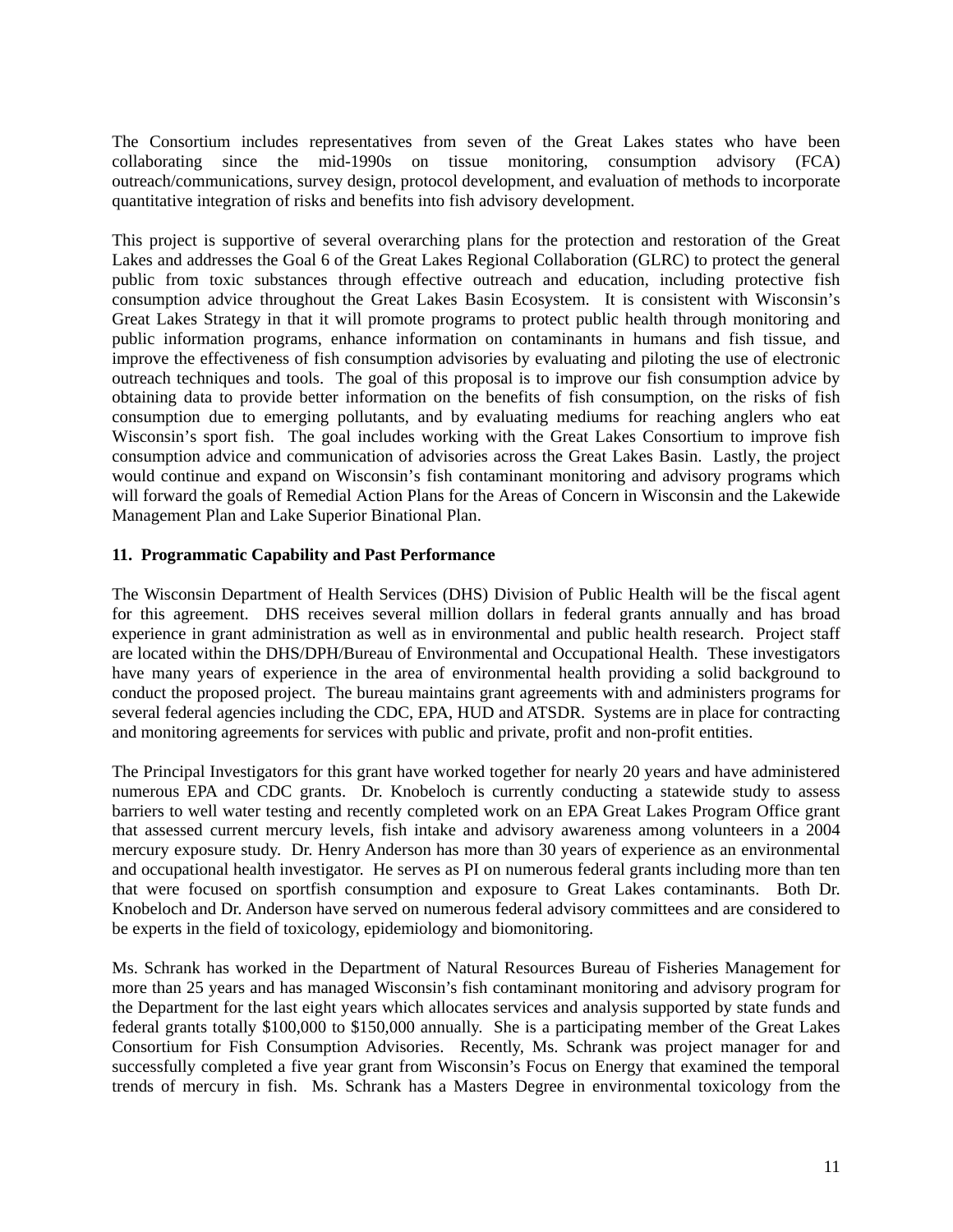The Consortium includes representatives from seven of the Great Lakes states who have been collaborating since the mid-1990s on tissue monitoring, consumption advisory (FCA) outreach/communications, survey design, protocol development, and evaluation of methods to incorporate quantitative integration of risks and benefits into fish advisory development.

This project is supportive of several overarching plans for the protection and restoration of the Great Lakes and addresses the Goal 6 of the Great Lakes Regional Collaboration (GLRC) to protect the general public from toxic substances through effective outreach and education, including protective fish consumption advice throughout the Great Lakes Basin Ecosystem. It is consistent with Wisconsin's Great Lakes Strategy in that it will promote programs to protect public health through monitoring and public information programs, enhance information on contaminants in humans and fish tissue, and improve the effectiveness of fish consumption advisories by evaluating and piloting the use of electronic outreach techniques and tools. The goal of this proposal is to improve our fish consumption advice by obtaining data to provide better information on the benefits of fish consumption, on the risks of fish consumption due to emerging pollutants, and by evaluating mediums for reaching anglers who eat Wisconsin's sport fish. The goal includes working with the Great Lakes Consortium to improve fish consumption advice and communication of advisories across the Great Lakes Basin. Lastly, the project would continue and expand on Wisconsin's fish contaminant monitoring and advisory programs which will forward the goals of Remedial Action Plans for the Areas of Concern in Wisconsin and the Lakewide Management Plan and Lake Superior Binational Plan.

**11. Programmatic Capability and Past Performance**

The Wisconsin Department of Health Services (DHS) Division of Public Health will be the fiscal agent for this agreement. DHS receives several million dollars in federal grants annually and has broad experience in grant administration as well as in environmental and public health research. Project staff are located within the DHS/DPH/Bureau of Environmental and Occupational Health. These investigators have many years of experience in the area of environmental health providing a solid background to conduct the proposed project. The bureau maintains grant agreements with and administers programs for several federal agencies including the CDC, EPA, HUD and ATSDR. Systems are in place for contracting and monitoring agreements for services with public and private, profit and non-profit entities.

The Principal Investigators for this grant have worked together for nearly 20 years and have administered numerous EPA and CDC grants. Dr. Knobeloch is currently conducting a statewide study to assess barriers to well water testing and recently completed work on an EPA Great Lakes Program Office grant that assessed current mercury levels, fish intake and advisory awareness among volunteers in a 2004 mercury exposure study. Dr. Henry Anderson has more than 30 years of experience as an environmental and occupational health investigator. He serves as PI on numerous federal grants including more than ten that were focused on sportfish consumption and exposure to Great Lakes contaminants. Both Dr. Knobeloch and Dr. Anderson have served on numerous federal advisory committees and are considered to be experts in the field of toxicology, epidemiology and biomonitoring.

Ms. Schrank has worked in the Department of Natural Resources Bureau of Fisheries Management for more than 25 years and has managed Wisconsin's fish contaminant monitoring and advisory program for the Department for the last eight years which allocates services and analysis supported by state funds and federal grants totally $100,000 to $150,000 annually. She is a participating member of the Great Lakes Consortium for Fish Consumption Advisories. Recently, Ms. Schrank was project manager for and successfully completed a five year grant from Wisconsin's Focus on Energy that examined the temporal trends of mercury in fish. Ms. Schrank has a Masters Degree in environmental toxicology from the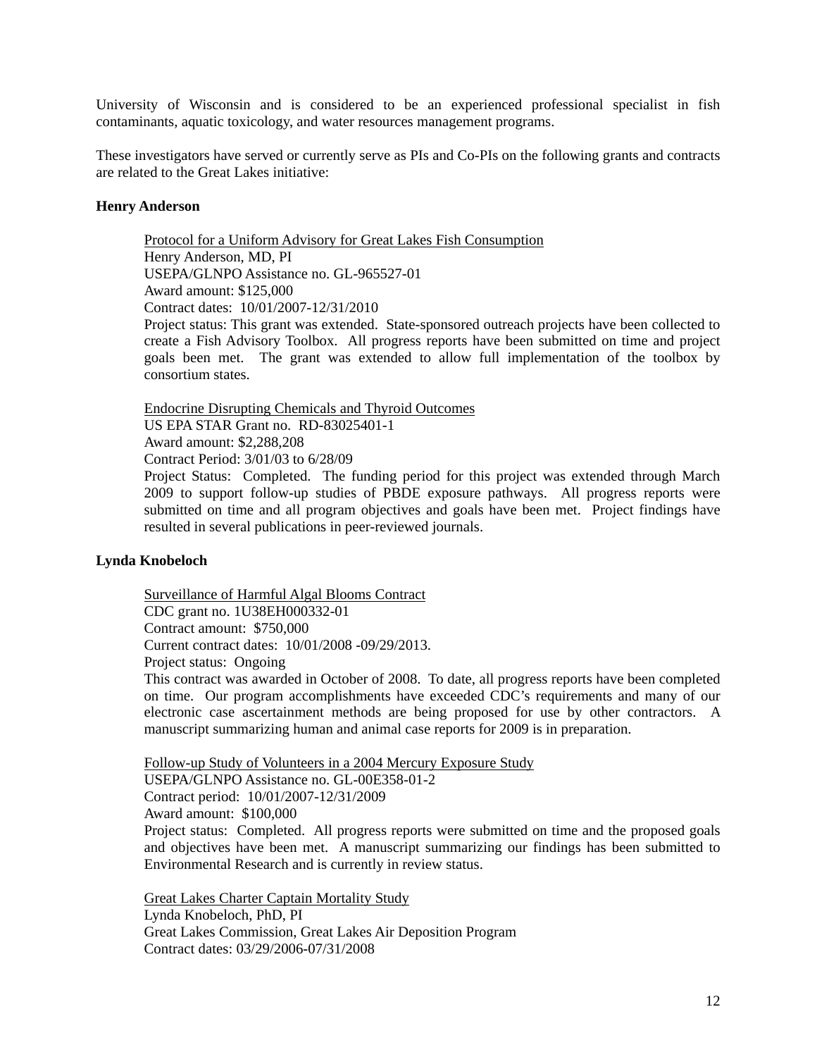University of Wisconsin and is considered to be an experienced professional specialist in fish contaminants, aquatic toxicology, and water resources management programs.

These investigators have served or currently serve as PIs and Co-PIs on the following grants and contracts are related to the Great Lakes initiative:

**Henry Anderson**

> Protocol for a Uniform Advisory for Great Lakes Fish Consumption
> Henry Anderson, MD, PI
> USEPA/GLNPO Assistance no. GL-965527-01
> Award amount: $125,000
> Contract dates: 10/01/2007-12/31/2010
> Project status: This grant was extended. State-sponsored outreach projects have been collected to create a Fish Advisory Toolbox. All progress reports have been submitted on time and project goals been met. The grant was extended to allow full implementation of the toolbox by consortium states.

> Endocrine Disrupting Chemicals and Thyroid Outcomes
> US EPA STAR Grant no. RD-83025401-1
> Award amount: $2,288,208
> Contract Period: 3/01/03 to 6/28/09
> Project Status: Completed. The funding period for this project was extended through March 2009 to support follow-up studies of PBDE exposure pathways. All progress reports were submitted on time and all program objectives and goals have been met. Project findings have resulted in several publications in peer-reviewed journals.

**Lynda Knobeloch**

> Surveillance of Harmful Algal Blooms Contract
> CDC grant no. 1U38EH000332-01
> Contract amount: $750,000
> Current contract dates: 10/01/2008 -09/29/2013.
> Project status: Ongoing
> This contract was awarded in October of 2008. To date, all progress reports have been completed on time. Our program accomplishments have exceeded CDC's requirements and many of our electronic case ascertainment methods are being proposed for use by other contractors. A manuscript summarizing human and animal case reports for 2009 is in preparation.

> Follow-up Study of Volunteers in a 2004 Mercury Exposure Study
> USEPA/GLNPO Assistance no. GL-00E358-01-2
> Contract period: 10/01/2007-12/31/2009
> Award amount: $100,000
> Project status: Completed. All progress reports were submitted on time and the proposed goals and objectives have been met. A manuscript summarizing our findings has been submitted to Environmental Research and is currently in review status.

> Great Lakes Charter Captain Mortality Study
> Lynda Knobeloch, PhD, PI
> Great Lakes Commission, Great Lakes Air Deposition Program
> Contract dates: 03/29/2006-07/31/2008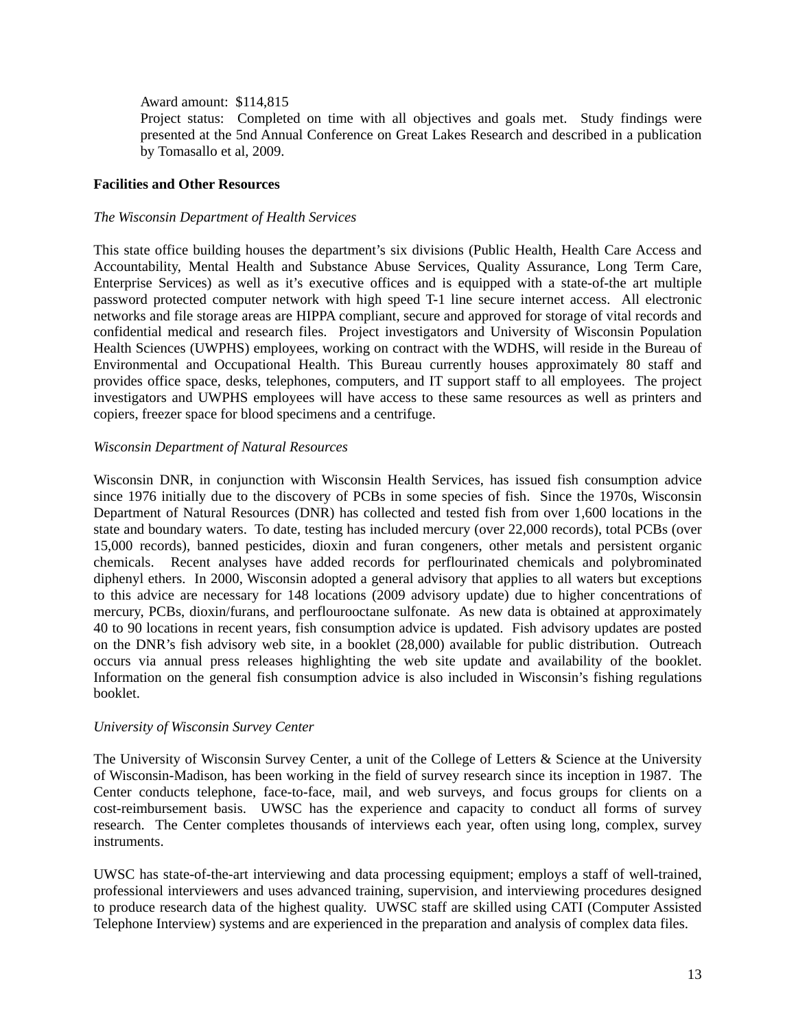Award amount: $114,815

Project status: Completed on time with all objectives and goals met. Study findings were presented at the 5nd Annual Conference on Great Lakes Research and described in a publication by Tomasallo et al, 2009.

**Facilities and Other Resources**

*The Wisconsin Department of Health Services*

This state office building houses the department's six divisions (Public Health, Health Care Access and Accountability, Mental Health and Substance Abuse Services, Quality Assurance, Long Term Care, Enterprise Services) as well as it's executive offices and is equipped with a state-of-the art multiple password protected computer network with high speed T-1 line secure internet access. All electronic networks and file storage areas are HIPPA compliant, secure and approved for storage of vital records and confidential medical and research files. Project investigators and University of Wisconsin Population Health Sciences (UWPHS) employees, working on contract with the WDHS, will reside in the Bureau of Environmental and Occupational Health. This Bureau currently houses approximately 80 staff and provides office space, desks, telephones, computers, and IT support staff to all employees. The project investigators and UWPHS employees will have access to these same resources as well as printers and copiers, freezer space for blood specimens and a centrifuge.

*Wisconsin Department of Natural Resources*

Wisconsin DNR, in conjunction with Wisconsin Health Services, has issued fish consumption advice since 1976 initially due to the discovery of PCBs in some species of fish. Since the 1970s, Wisconsin Department of Natural Resources (DNR) has collected and tested fish from over 1,600 locations in the state and boundary waters. To date, testing has included mercury (over 22,000 records), total PCBs (over 15,000 records), banned pesticides, dioxin and furan congeners, other metals and persistent organic chemicals. Recent analyses have added records for perflourinated chemicals and polybrominated diphenyl ethers. In 2000, Wisconsin adopted a general advisory that applies to all waters but exceptions to this advice are necessary for 148 locations (2009 advisory update) due to higher concentrations of mercury, PCBs, dioxin/furans, and perflourooctane sulfonate. As new data is obtained at approximately 40 to 90 locations in recent years, fish consumption advice is updated. Fish advisory updates are posted on the DNR's fish advisory web site, in a booklet (28,000) available for public distribution. Outreach occurs via annual press releases highlighting the web site update and availability of the booklet. Information on the general fish consumption advice is also included in Wisconsin's fishing regulations booklet.

*University of Wisconsin Survey Center*

The University of Wisconsin Survey Center, a unit of the College of Letters & Science at the University of Wisconsin-Madison, has been working in the field of survey research since its inception in 1987. The Center conducts telephone, face-to-face, mail, and web surveys, and focus groups for clients on a cost-reimbursement basis. UWSC has the experience and capacity to conduct all forms of survey research. The Center completes thousands of interviews each year, often using long, complex, survey instruments.

UWSC has state-of-the-art interviewing and data processing equipment; employs a staff of well-trained, professional interviewers and uses advanced training, supervision, and interviewing procedures designed to produce research data of the highest quality. UWSC staff are skilled using CATI (Computer Assisted Telephone Interview) systems and are experienced in the preparation and analysis of complex data files.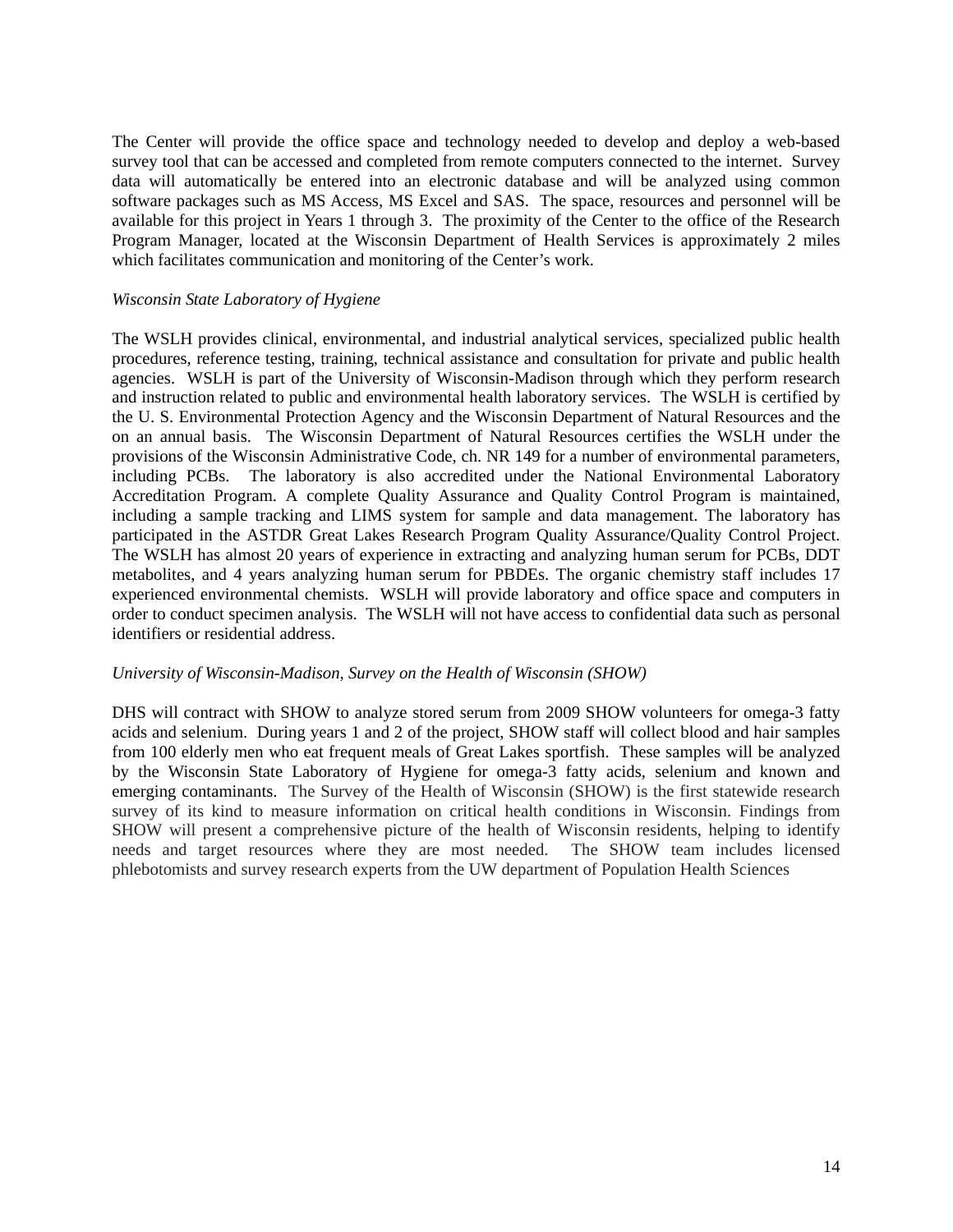The Center will provide the office space and technology needed to develop and deploy a web-based survey tool that can be accessed and completed from remote computers connected to the internet. Survey data will automatically be entered into an electronic database and will be analyzed using common software packages such as MS Access, MS Excel and SAS. The space, resources and personnel will be available for this project in Years 1 through 3. The proximity of the Center to the office of the Research Program Manager, located at the Wisconsin Department of Health Services is approximately 2 miles which facilitates communication and monitoring of the Center's work.

*Wisconsin State Laboratory of Hygiene*

The WSLH provides clinical, environmental, and industrial analytical services, specialized public health procedures, reference testing, training, technical assistance and consultation for private and public health agencies. WSLH is part of the University of Wisconsin-Madison through which they perform research and instruction related to public and environmental health laboratory services. The WSLH is certified by the U. S. Environmental Protection Agency and the Wisconsin Department of Natural Resources and the on an annual basis. The Wisconsin Department of Natural Resources certifies the WSLH under the provisions of the Wisconsin Administrative Code, ch. NR 149 for a number of environmental parameters, including PCBs. The laboratory is also accredited under the National Environmental Laboratory Accreditation Program. A complete Quality Assurance and Quality Control Program is maintained, including a sample tracking and LIMS system for sample and data management. The laboratory has participated in the ASTDR Great Lakes Research Program Quality Assurance/Quality Control Project. The WSLH has almost 20 years of experience in extracting and analyzing human serum for PCBs, DDT metabolites, and 4 years analyzing human serum for PBDEs. The organic chemistry staff includes 17 experienced environmental chemists. WSLH will provide laboratory and office space and computers in order to conduct specimen analysis. The WSLH will not have access to confidential data such as personal identifiers or residential address.

*University of Wisconsin-Madison, Survey on the Health of Wisconsin (SHOW)*

DHS will contract with SHOW to analyze stored serum from 2009 SHOW volunteers for omega-3 fatty acids and selenium. During years 1 and 2 of the project, SHOW staff will collect blood and hair samples from 100 elderly men who eat frequent meals of Great Lakes sportfish. These samples will be analyzed by the Wisconsin State Laboratory of Hygiene for omega-3 fatty acids, selenium and known and emerging contaminants. The Survey of the Health of Wisconsin (SHOW) is the first statewide research survey of its kind to measure information on critical health conditions in Wisconsin. Findings from SHOW will present a comprehensive picture of the health of Wisconsin residents, helping to identify needs and target resources where they are most needed. The SHOW team includes licensed phlebotomists and survey research experts from the UW department of Population Health Sciences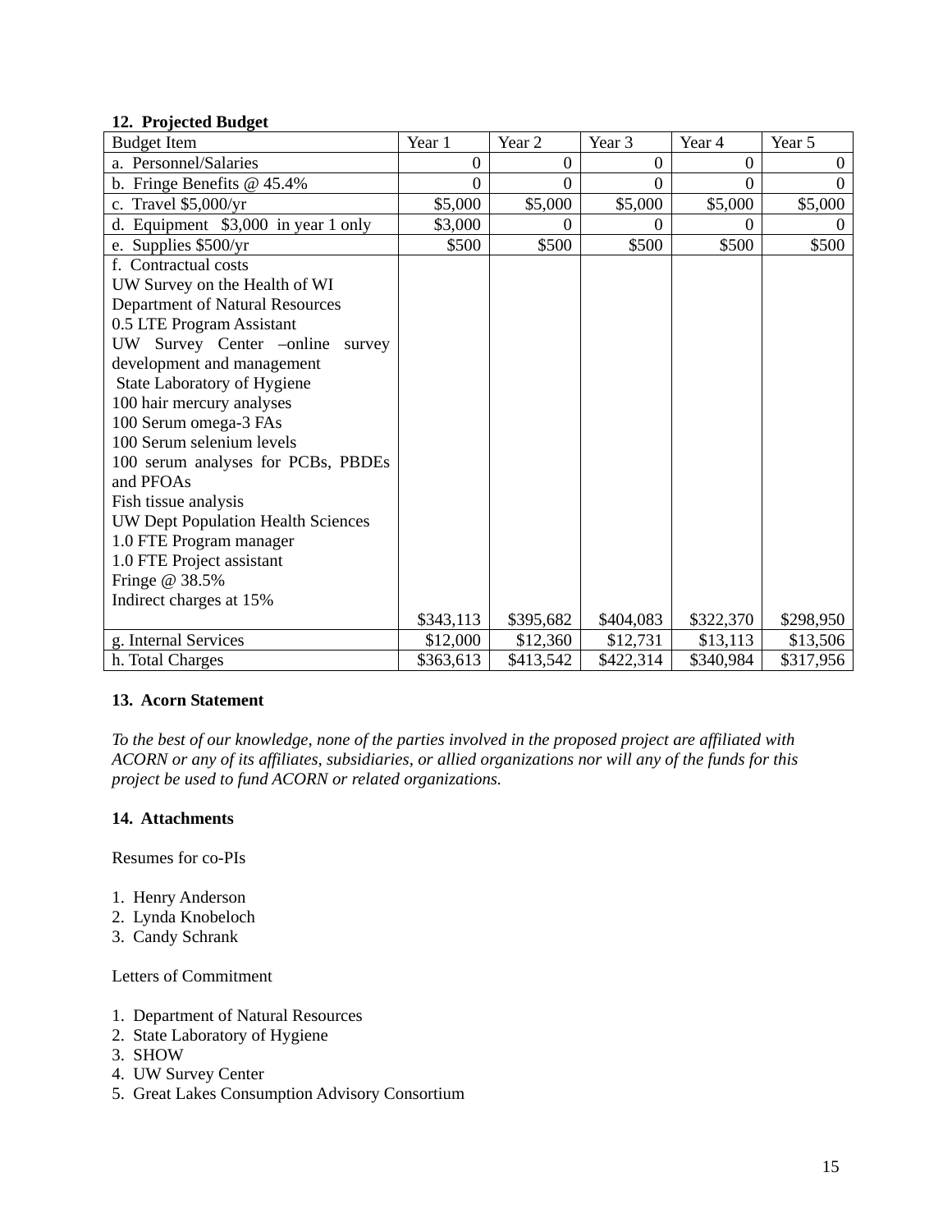**12. Projected Budget**

| Budget Item | Year 1 | Year 2 | Year 3 | Year 4 | Year 5 |
|---|---|---|---|---|---|
| a. Personnel/Salaries | 0 | 0 | 0 | 0 | 0 |
| b. Fringe Benefits @ 45.4% | 0 | 0 | 0 | 0 | 0 |
| c. Travel $5,000/yr | $5,000 | $5,000 | $5,000 | $5,000 | $5,000 |
| d. Equipment $3,000 in year 1 only | $3,000 | 0 | 0 | 0 | 0 |
| e. Supplies $500/yr | $500 | $500 | $500 | $500 | $500 |
| f. Contractual costs<br>UW Survey on the Health of WI<br>Department of Natural Resources<br>0.5 LTE Program Assistant<br>UW Survey Center –online survey development and management<br>State Laboratory of Hygiene<br>100 hair mercury analyses<br>100 Serum omega-3 FAs<br>100 Serum selenium levels<br>100 serum analyses for PCBs, PBDEs and PFOAs<br>Fish tissue analysis<br>UW Dept Population Health Sciences<br>1.0 FTE Program manager<br>1.0 FTE Project assistant<br>Fringe @ 38.5%<br>Indirect charges at 15% | $343,113 | $395,682 | $404,083 | $322,370 | $298,950 |
| g. Internal Services | $12,000 | $12,360 | $12,731 | $13,113 | $13,506 |
| h. Total Charges | $363,613 | $413,542 | $422,314 | $340,984 | $317,956 |

**13. Acorn Statement**

*To the best of our knowledge, none of the parties involved in the proposed project are affiliated with ACORN or any of its affiliates, subsidiaries, or allied organizations nor will any of the funds for this project be used to fund ACORN or related organizations.*

**14. Attachments**

Resumes for co-PIs

1. Henry Anderson
2. Lynda Knobeloch
3. Candy Schrank

Letters of Commitment

1. Department of Natural Resources
2. State Laboratory of Hygiene
3. SHOW
4. UW Survey Center
5. Great Lakes Consumption Advisory Consortium